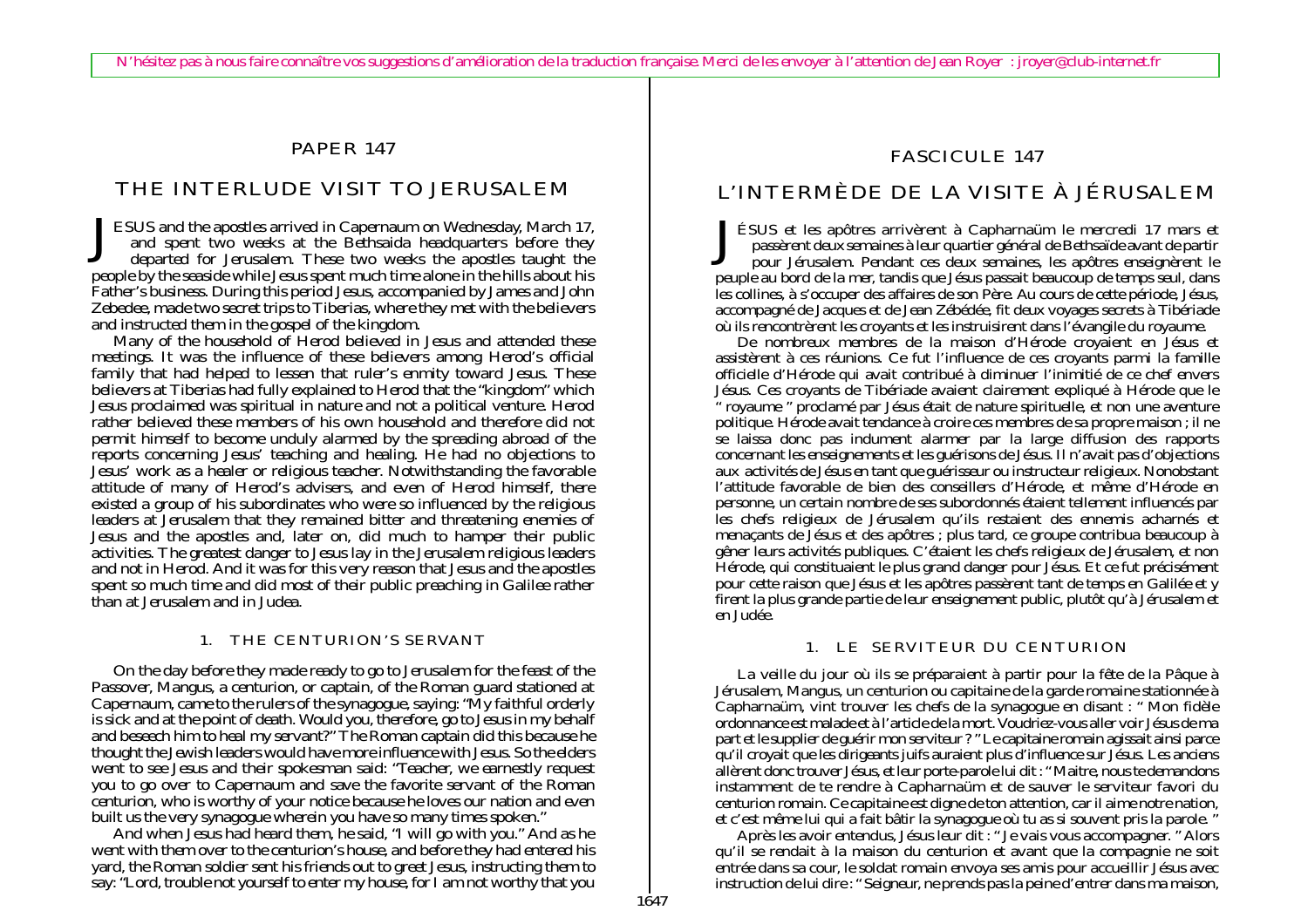N'hésitez pas à nous faire connaître vos suggestions d'amélioration de la traduction française. Merci de les envoyer à l'attention de Jean Royer : jroyer@club-internet.fr

# PAPER 147

# THE INTERLUDE VISIT TO JERUSALEM

JESUS and the apostles arrived in Capernaum on Wednesday, March 17, and spent two weeks at the Bethsaida headquarters before they departed for Jerusalem. These two weeks the apostles taught the people by the seaside while Jesus spent much time alone in the hills about his Father's business. During this period Jesus, accompanied by James and John Zebedee, made two secret trips to Tiberias, where they met with the believers and instructed them in the gospel of the kingdom.

Many of the household of Herod believed in Jesus and attended these meetings. It was the influence of these believers among Herod's official family that had helped to lessen that ruler's enmity toward Jesus. These believers at Tiberias had fully explained to Herod that the "kingdom" which Jesus proclaimed was spiritual in nature and not a political venture. Herod rather believed these members of his own household and therefore did not permit himself to become unduly alarmed by the spreading abroad of the reports concerning Jesus' teaching and healing. He had no objections to Jesus' work as a healer or religious teacher. Notwithstanding the favorable attitude of many of Herod's advisers, and even of Herod himself, there existed a group of his subordinates who were so influenced by the religious leaders at Jerusalem that they remained bitter and threatening enemies of Jesus and the apostles and, later on, did much to hamper their public activities. The greatest danger to Jesus lay in the Jerusalem religious leaders and not in Herod. And it was for this very reason that Jesus and the apostles spent so much time and did most of their public preaching in Galilee rather than at Jerusalem and in Judea.

## 1. THE CENTURION'S SERVANT

On the day before they made ready to go to Jerusalem for the feast of the Passover, Mangus, a centurion, or captain, of the Roman guard stationed at Capernaum, came to the rulers of the synagogue, saying: "My faithful orderly is sick and at the point of death. Would you, therefore, go to Jesus in my behalf and beseech him to heal my servant?" The Roman captain did this because he thought the Jewish leaders would have more influence with Jesus. So the elders went to see Jesus and their spokesman said: "Teacher, we earnestly request you to go over to Capernaum and save the favorite servant of the Roman centurion, who is worthy of your notice because he loves our nation and even built us the very synagogue wherein you have so many times spoken."

And when Jesus had heard them, he said, "I will go with you." And as he went with them over to the centurion's house, and before they had entered his yard, the Roman soldier sent his friends out to greet Jesus, instructing them to say: "Lord, trouble not yourself to enter my house, for I am not worthy that you

# FASCICULE 147

# L'INTERMÈDE DE LA VISITE À JÉRUSALEM

JÉSUS et les apôtres arrivèrent à Capharnaüm le mercredi 17 mars et passèrent deux semaines à leur quartier général de Bethsaïde avant de partir pour Jérusalem. Pendant ces deux semaines, les apôtres enseignèrent le peuple au bord de la mer, tandis que Jésus passait beaucoup de temps seul, dans les collines, à s'occuper des affaires de son Père. Au cours de cette période, Jésus, accompagné de Jacques et de Jean Zébédée, fit deux voyages secrets à Tibériade où ils rencontrèrent les croyants et les instruisirent dans l'évangile du royaume.

De nombreux membres de la maison d'Hérode croyaient en Jésus et assistèrent à ces réunions. Ce fut l'influence de ces croyants parmi la famille officielle d'Hérode qui avait contribué à diminuer l'inimitié de ce chef envers Jésus. Ces croyants de Tibériade avaient clairement expliqué à Hérode que le " royaume " proclamé par Jésus était de nature spirituelle, et non une aventure politique. Hérode avait tendance à croire ces membres de sa propre maison ; il ne se laissa donc pas indument alarmer par la large diffusion des rapports concernant les enseignements et les guérisons de Jésus. Il n'avait pas d'objections aux activités de Jésus en tant que guérisseur ou instructeur religieux. Nonobstant l'attitude favorable de bien des conseillers d'Hérode, et même d'Hérode en personne, un certain nombre de ses subordonnés étaient tellement influencés par les chefs religieux de Jérusalem qu'ils restaient des ennemis acharnés et menaçants de Jésus et des apôtres ; plus tard, ce groupe contribua beaucoup à gêner leurs activités publiques. C'étaient les chefs religieux de Jérusalem, et non Hérode, qui constituaient le plus grand danger pour Jésus. Et ce fut précisément pour cette raison que Jésus et les apôtres passèrent tant de temps en Galilée et y firent la plus grande partie de leur enseignement public, plutôt qu'à Jérusalem et en Judée.

## 1. LE SERVITEUR DU CENTURION

La veille du jour où ils se préparaient à partir pour la fête de la Pâque à Jérusalem, Mangus, un centurion ou capitaine de la garde romaine stationnée à Capharnaüm, vint trouver les chefs de la synagogue en disant : " Mon fidèle ordonnance est malade et à l'article de la mort. Voudriez-vous aller voir Jésus de ma part et le supplier de guérir mon serviteur ? " Le capitaine romain agissait ainsi parce qu'il croyait que les dirigeants juifs auraient plus d'influence sur Jésus. Les anciens allèrent donc trouver Jésus, et leur porte-parole lui dit : " Maitre, nous te demandons instamment de te rendre à Capharnaüm et de sauver le serviteur favori du centurion romain. Ce capitaine est digne de ton attention, car il aime notre nation, et c'est même lui qui a fait bâtir la synagogue où tu as si souvent pris la parole. "

Après les avoir entendus, Jésus leur dit : " Je vais vous accompagner. " Alors qu'il se rendait à la maison du centurion et avant que la compagnie ne soit entrée dans sa cour, le soldat romain envoya ses amis pour accueillir Jésus avec instruction de lui dire : " Seigneur, ne prends pas la peine d'entrer dans ma maison,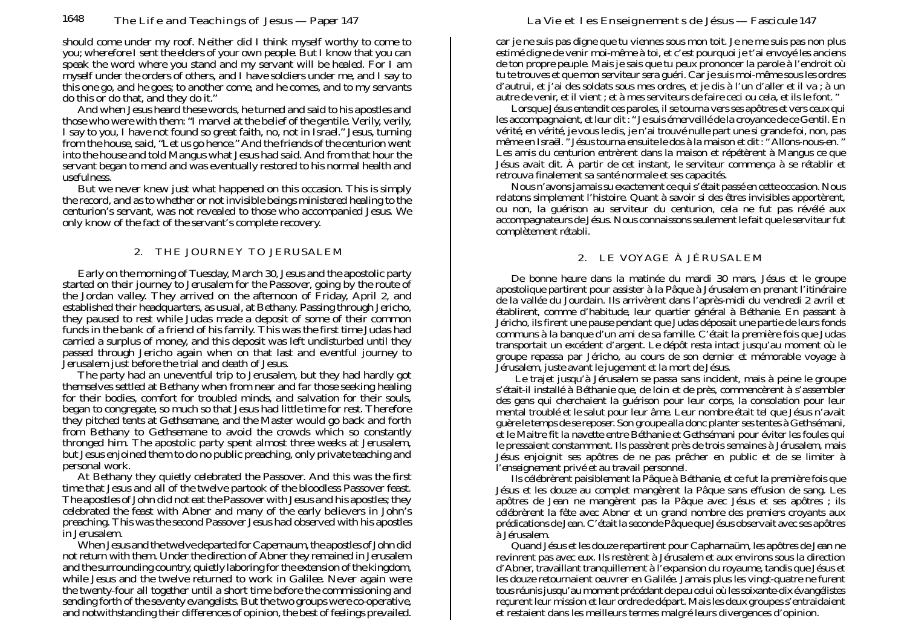should come under my roof. Neither did I think myself worthy to come to you; wherefore I sent the elders of your own people. But I know that you can speak the word where you stand and my servant will be healed. For I am myself under the orders of others, and I have soldiers under me, and I say to this one go, and he goes; to another come, and he comes, and to my servants do this or do that, and they do it."

And when Jesus heard these words, he turned and said to his apostles and those who were with them: "I marvel at the belief of the gentile. Verily, verily, I say to you, I have not found so great faith, no, not in Israel." Jesus, turning from the house, said, "Let us go hence." And the friends of the centurion went into the house and told Mangus what Jesus had said. And from that hour the servant began to mend and was eventually restored to his normal health and usefulness.

But we never knew just what happened on this occasion. This is simply the record, and as to whether or not invisible beings ministered healing to the centurion's servant, was not revealed to those who accompanied Jesus. We only know of the fact of the servant's complete recovery.

## 2. THE JOURNEY TO JERUSALEM

Early on the morning of Tuesday, March 30, Jesus and the apostolic party started on their journey to Jerusalem for the Passover, going by the route of the Jordan valley. They arrived on the afternoon of Friday, April 2, and established their headquarters, as usual, at Bethany. Passing through Jericho, they paused to rest while Judas made a deposit of some of their common funds in the bank of a friend of his family. This was the first time Judas had carried a surplus of money, and this deposit was left undisturbed until they passed through Jericho again when on that last and eventful journey to Jerusalem just before the trial and death of Jesus.

The party had an uneventful trip to Jerusalem, but they had hardly got themselves settled at Bethany when from near and far those seeking healing for their bodies, comfort for troubled minds, and salvation for their souls, began to congregate, so much so that Jesus had little time for rest. Therefore they pitched tents at Gethsemane, and the Master would go back and forth from Bethany to Gethsemane to avoid the crowds which so constantly thronged him. The apostolic party spent almost three weeks at Jerusalem, but Jesus enjoined them to do no public preaching, only private teaching and personal work.

At Bethany they quietly celebrated the Passover. And this was the first time that Jesus and all of the twelve partook of the bloodless Passover feast. The apostles of John did not eat the Passover with Jesus and his apostles; they celebrated the feast with Abner and many of the early believers in John's preaching. This was the second Passover Jesus had observed with his apostles in Jerusalem.

When Jesus and the twelve departed for Capernaum, the apostles of John did not return with them. Under the direction of Abner they remained in Jerusalem and the surrounding country, quietly laboring for the extension of the kingdom, while Jesus and the twelve returned to work in Galilee. Never again were the twenty-four all together until a short time before the commissioning and sending forth of the seventy evangelists. But the two groups were co-operative, and notwithstanding their differences of opinion, the best of feelings prevailed.

car je ne suis pas digne que tu viennes sous mon toit. Je ne me suis pas non plus estimé digne de venir moi-même à toi, et c'est pourquoi je t'ai envoyé les anciens de ton propre peuple. Mais je sais que tu peux prononcer la parole à l'endroit où tu te trouves et que mon serviteur sera guéri. Car je suis moi-même sous les ordres d'autrui, et j'ai des soldats sous mes ordres, et je dis à l'un d'aller et il va ; à un autre de venir, et il vient ; et à mes serviteurs de faire ceci ou cela, et ils le font. "

Lorsque Jésus entendit ces paroles, il se tourna vers ses apôtres et vers ceux qui les accompagnaient, et leur dit : " Je suis émerveillé de la croyance de ce Gentil. En vérité, en vérité, je vous le dis, je n'ai trouvé nulle part une si grande foi, non, pas même en Israël. " Jésus tourna ensuite le dos à la maison et dit : " Allons-nous-en. " Les amis du centurion entrèrent dans la maison et répétèrent à Mangus ce que Jésus avait dit. À partir de cet instant, le serviteur commença à se rétablir et retrouva finalement sa santé normale et ses capacités.

Nous n'avons jamais su exactement ce qui s'était passé en cette occasion. Nous relatons simplement l'histoire. Quant à savoir si des êtres invisibles apportèrent, ou non, la guérison au serviteur du centurion, cela ne fut pas révélé aux accompagnateurs de Jésus. Nous connaissons seulement le fait que le serviteur fut complètement rétabli.

## 2. LE VOYAGE À JÉRUSALEM

De bonne heure dans la matinée du mardi 30 mars, Jésus et le groupe apostolique partirent pour assister à la Pâque à Jérusalem en prenant l'itinéraire de la vallée du Jourdain. Ils arrivèrent dans l'après-midi du vendredi 2 avril et établirent, comme d'habitude, leur quartier général à Béthanie. En passant à Jéricho, ils firent une pause pendant que Judas déposait une partie de leurs fonds communs à la banque d'un ami de sa famille. C'était la première fois que Judas transportait un excédent d'argent. Le dépôt resta intact jusqu'au moment où le groupe repassa par Jéricho, au cours de son dernier et mémorable voyage à Jérusalem, juste avant le jugement et la mort de Jésus.

Le trajet jusqu'à Jérusalem se passa sans incident, mais à peine le groupe s'était-il installé à Béthanie que, de loin et de près, commencèrent à s'assembler des gens qui cherchaient la guérison pour leur corps, la consolation pour leur mental troublé et le salut pour leur âme. Leur nombre était tel que Jésus n'avait guère le temps de se reposer. Son groupe alla donc planter ses tentes à Gethsémani, et le Maitre fit la navette entre Béthanie et Gethsémani pour éviter les foules qui le pressaient constamment. Ils passèrent près de trois semaines à Jérusalem, mais Jésus enjoignit ses apôtres de ne pas prêcher en public et de se limiter à l'enseignement privé et au travail personnel.

Ils célébrèrent paisiblement la Pâque à Béthanie, et ce fut la première fois que Jésus et les douze au complet mangèrent la Pâque sans effusion de sang. Les apôtres de Jean ne mangèrent pas la Pâque avec Jésus et ses apôtres ; ils célébrèrent la fête avec Abner et un grand nombre des premiers croyants aux prédications de Jean. C'était la seconde Pâque que Jésus observait avec ses apôtres à Jérusalem.

Quand Jésus et les douze repartirent pour Capharnaüm, les apôtres de Jean ne revinrent pas avec eux. Ils restèrent à Jérusalem et aux environs sous la direction d'Abner, travaillant tranquillement à l'expansion du royaume, tandis que Jésus et les douze retournaient oeuvrer en Galilée. Jamais plus les vingt-quatre ne furent tous réunis jusqu'au moment précédant de peu celui où les soixante-dix évangélistes reçurent leur mission et leur ordre de départ. Mais les deux groupes s'entraidaient et restaient dans les meilleurs termes malgré leurs divergences d'opinion.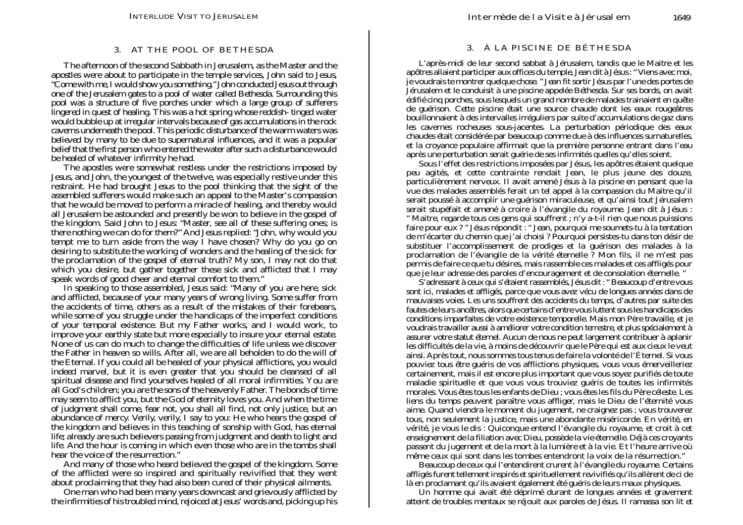## 3. AT THE POOL OF BETHESDA

The afternoon of the second Sabbath in Jerusalem, as the Master and the apostles were about to participate in the temple services, John said to Jesus, "Come with me, I would show you something." John conducted Jesus out through one of the Jerusalem gates to a pool of water called Bethesda. Surrounding this pool was a structure of five porches under which a large group of sufferers lingered in quest of healing. This was a hot spring whose reddish- tinged water would bubble up at irregular intervals because of gas accumulations in the rock caverns underneath the pool. This periodic disturbance of the warm waters was believed by many to be due to supernatural influences, and it was a popular belief that the first person who entered the water after such a disturbance would be healed of whatever infirmity he had.

The apostles were somewhat restless under the restrictions imposed by Jesus, and John, the youngest of the twelve, was especially restive under this restraint. He had brought Jesus to the pool thinking that the sight of the assembled sufferers would make such an appeal to the Master's compassion that he would be moved to perform a miracle of healing, and thereby would all Jerusalem be astounded and presently be won to believe in the gospel of the kingdom. Said John to Jesus: "Master, see all of these suffering ones; is there nothing we can do for them?" And Jesus replied: "John, why would you tempt me to turn aside from the way I have chosen? Why do you go on desiring to substitute the working of wonders and the healing of the sick for the proclamation of the gospel of eternal truth? My son, I may not do that which you desire, but gather together these sick and afflicted that I may speak words of good cheer and eternal comfort to them."

In speaking to those assembled, Jesus said: "Many of you are here, sick and afflicted, because of your many years of wrong living. Some suffer from the accidents of time, others as a result of the mistakes of their forebears, while some of you struggle under the handicaps of the imperfect conditions of your temporal existence. But my Father works, and I would work, to improve your earthly state but more especially to insure your eternal estate. None of us can do much to change the difficulties of life unless we discover the Father in heaven so wills. After all, we are all beholden to do the will of the Eternal. If you could all be healed of your physical afflictions, you would indeed marvel, but it is even greater that you should be cleansed of all spiritual disease and find yourselves healed of all moral infirmities. You are all God's children; you are the sons of the heavenly Father. The bonds of time may seem to afflict you, but the God of eternity loves you. And when the time of judgment shall come, fear not, you shall all find, not only justice, but an abundance of mercy. Verily, verily, I say to you: He who hears the gospel of the kingdom and believes in this teaching of sonship with God, has eternal life; already are such believers passing from judgment and death to light and life. And the hour is coming in which even those who are in the tombs shall hear the voice of the resurrection."

And many of those who heard believed the gospel of the kingdom. Some of the afflicted were so inspired and spiritually revivified that they went about proclaiming that they had also been cured of their physical ailments.

One man who had been many years downcast and grievously afflicted by the infirmities of his troubled mind, rejoiced at Jesus' words and, picking up his

## 3. À LA PISCINE DE BÉTHESDA

L'après-midi de leur second sabbat à Jérusalem, tandis que le Maitre et les apôtres allaient participer aux offices du temple, Jean dit à Jésus : " Viens avec moi, je voudrais te montrer quelque chose. " Jean fit sortir Jésus par l'une des portes de Jérusalem et le conduisit à une piscine appelée Béthesda. Sur ses bords, on avait édifié cinq porches, sous lesquels un grand nombre de malades trainaient en quête de guérison. Cette piscine était une source chaude dont les eaux rougeâtres bouillonnaient à des intervalles irréguliers par suite d'accumulations de gaz dans les cavernes rocheuses sous-jacentes. La perturbation périodique des eaux chaudes était considérée par beaucoup comme due à des influences surnaturelles, et la croyance populaire affirmait que la première personne entrant dans l'eau après une perturbation serait guérie de ses infirmités quelles qu'elles soient.

Sous l'effet des restrictions imposées par Jésus, les apôtres étaient quelque peu agités, et cette contrainte rendait Jean, le plus jeune des douze, particulièrement nerveux. Il avait amené Jésus à la piscine en pensant que la vue des malades assemblés ferait un tel appel à la compassion du Maitre qu'il serait poussé à accomplir une guérison miraculeuse, et qu'ainsi tout Jérusalem serait stupéfait et amené à croire à l'évangile du royaume. Jean dit à Jésus : " Maitre, regarde tous ces gens qui souffrent ; n'y a-t-il rien que nous puissions faire pour eux ? " Jésus répondit : " Jean, pourquoi me soumets-tu à la tentation de m'écarter du chemin que j'ai choisi ? Pourquoi persistes-tu dans ton désir de substituer l'accomplissement de prodiges et la guérison des malades à la proclamation de l'évangile de la vérité éternelle ? Mon fils, il ne m'est pas permis de faire ce que tu désires, mais rassemble ces malades et ces affligés pour que je leur adresse des paroles d'encouragement et de consolation éternelle. "

S'adressant à ceux qui s'étaient rassemblés, Jésus dit : " Beaucoup d'entre vous sont ici, malades et affligés, parce que vous avez vécu de longues années dans de mauvaises voies. Les uns souffrent des accidents du temps, d'autres par suite des fautes de leurs ancêtres, alors que certains d'entre vous luttent sous les handicaps des conditions imparfaites de votre existence temporelle. Mais mon Père travaille, et je voudrais travailler aussi à améliorer votre condition terrestre, et plus spécialement à assurer votre statut éternel. Aucun de nous ne peut largement contribuer à aplanir les difficultés de la vie, à moins de découvrir que le Père qui est aux cieux le veut ainsi. Après tout, nous sommes tous tenus de faire la volonté de l'Éternel. Si vous pouviez tous être guéris de vos afflictions physiques, vous vous émerveilleriez certainement, mais il est encore plus important que vous soyez purifiés de toute maladie spirituelle et que vous vous trouviez guéris de toutes les infirmités morales. Vous êtes tous les enfants de Dieu ; vous êtes les fils du Père céleste. Les liens du temps peuvent paraître vous affliger, mais le Dieu de l'éternité vous aime. Quand viendra le moment du jugement, ne craignez pas ; vous trouverez tous, non seulement la justice, mais une abondante miséricorde. En vérité, en vérité, je vous le dis : Quiconque entend l'évangile du royaume, et croit à cet enseignement de la filiation avec Dieu, possède la vie éternelle. Déjà ces croyants passent du jugement et de la mort à la lumière et à la vie. Et l'heure arrive où même ceux qui sont dans les tombes entendront la voix de la résurrection."

Beaucoup de ceux qui l'entendirent crurent à l'évangile du royaume. Certains affligés furent tellement inspirés et spirituellement revivifiés qu'ils allèrent de ci de là en proclamant qu'ils avaient également été guéris de leurs maux physiques.

Un homme qui avait été déprimé durant de longues années et gravement atteint de troubles mentaux se réjouit aux paroles de Jésus. Il ramassa son lit et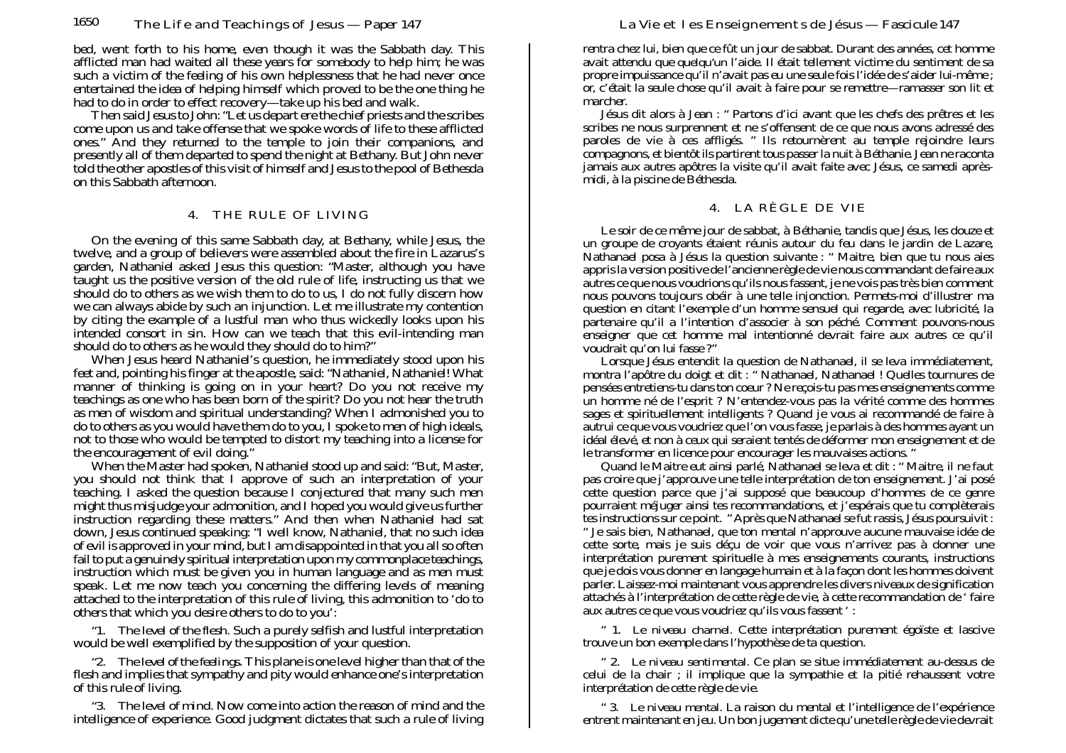bed, went forth to his home, even though it was the Sabbath day. This afflicted man had waited all these years for somebody to help him; he was such a victim of the feeling of his own helplessness that he had never once entertained the idea of helping himself which proved to be the one thing he had to do in order to effect recovery—take up his bed and walk.

Then said Jesus to John: "Let us depart ere the chief priests and the scribes come upon us and take offense that we spoke words of life to these afflicted ones." And they returned to the temple to join their companions, and presently all of them departed to spend the night at Bethany. But John never told the other apostles of this visit of himself and Jesus to the pool of Bethesda on this Sabbath afternoon.

## 4. THE RULE OF LIVING

On the evening of this same Sabbath day, at Bethany, while Jesus, the twelve, and a group of believers were assembled about the fire in Lazarus's garden, Nathaniel asked Jesus this question: "Master, although you have taught us the positive version of the old rule of life, instructing us that we should do to others as we wish them to do to us, I do not fully discern how we can always abide by such an injunction. Let me illustrate my contention by citing the example of a lustful man who thus wickedly looks upon his intended consort in sin. How can we teach that this evil-intending man should do to others as he would they should do to him?"

When Jesus heard Nathaniel's question, he immediately stood upon his feet and, pointing his finger at the apostle, said: "Nathaniel, Nathaniel! What manner of thinking is going on in your heart? Do you not receive my teachings as one who has been born of the spirit? Do you not hear the truth as men of wisdom and spiritual understanding? When I admonished you to do to others as you would have them do to you, I spoke to men of high ideals, not to those who would be tempted to distort my teaching into a license for the encouragement of evil doing."

When the Master had spoken, Nathaniel stood up and said: "But, Master, you should not think that I approve of such an interpretation of your teaching. I asked the question because I conjectured that many such men might thus misjudge your admonition, and I hoped you would give us further instruction regarding these matters." And then when Nathaniel had sat down, Jesus continued speaking: "I well know, Nathaniel, that no such idea of evil is approved in your mind, but I am disappointed in that you all so often fail to put a genuinely spiritual interpretation upon my commonplace teachings, instruction which must be given you in human language and as men must speak. Let me now teach you concerning the differing levels of meaning attached to the interpretation of this rule of living, this admonition to 'do to others that which you desire others to do to you':

"1. *The level of the flesh.* Such a purely selfish and lustful interpretation would be well exemplified by the supposition of your question.

"2. *The level of the feelings.* This plane is one level higher than that of the flesh and implies that sympathy and pity would enhance one's interpretation of this rule of living.

"3. *The level of mind.* Now come into action the reason of mind and the intelligence of experience. Good judgment dictates that such a rule of living

rentra chez lui, bien que ce fût un jour de sabbat. Durant des années, cet homme avait attendu que quelqu'un l'aide. Il était tellement victime du sentiment de sa propre impuissance qu'il n'avait pas eu une seule fois l'idée de s'aider lui-même ; or, c'était la seule chose qu'il avait à faire pour se remettre—ramasser son lit et marcher.

Jésus dit alors à Jean : " Partons d'ici avant que les chefs des prêtres et les scribes ne nous surprennent et ne s'offensent de ce que nous avons adressé des paroles de vie à ces affligés. " Ils retournèrent au temple rejoindre leurs compagnons, et bientôt ils partirent tous passer la nuit à Béthanie. Jean ne raconta jamais aux autres apôtres la visite qu'il avait faite avec Jésus, ce samedi après-midi, à la piscine de Béthesda.

## 4. LA RÈGLE DE VIE

Le soir de ce même jour de sabbat, à Béthanie, tandis que Jésus, les douze et un groupe de croyants étaient réunis autour du feu dans le jardin de Lazare, Nathanael posa à Jésus la question suivante : " Maitre, bien que tu nous aies appris la version positive de l'ancienne règle de vie nous commandant de faire aux autres ce que nous voudrions qu'ils nous fassent, je ne vois pas très bien comment nous pouvons toujours obéir à une telle injonction. Permets-moi d'illustrer ma question en citant l'exemple d'un homme sensuel qui regarde, avec lubricité, la partenaire qu'il a l'intention d'associer à son péché. Comment pouvons-nous enseigner que cet homme mal intentionné devrait faire aux autres ce qu'il voudrait qu'on lui fasse ?"

Lorsque Jésus entendit la question de Nathanael, il se leva immédiatement, montra l'apôtre du doigt et dit : " Nathanael, Nathanael ! Quelles tournures de pensées entretiens-tu dans ton coeur ? Ne reçois-tu pas mes enseignements comme un homme né de l'esprit ? N'entendez-vous pas la vérité comme des hommes sages et spirituellement intelligents ? Quand je vous ai recommandé de faire à autrui ce que vous voudriez que l'on vous fasse, je parlais à des hommes ayant un idéal élevé, et non à ceux qui seraient tentés de déformer mon enseignement et de le transformer en licence pour encourager les mauvaises actions. "

Quand le Maitre eut ainsi parlé, Nathanael se leva et dit : " Maitre, il ne faut pas croire que j'approuve une telle interprétation de ton enseignement. J'ai posé cette question parce que j'ai supposé que beaucoup d'hommes de ce genre pourraient méjuger ainsi tes recommandations, et j'espérais que tu complèterais tes instructions sur ce point. " Après que Nathanael se fut rassis, Jésus poursuivit : " Je sais bien, Nathanael, que ton mental n'approuve aucune mauvaise idée de cette sorte, mais je suis déçu de voir que vous n'arrivez pas à donner une interprétation purement spirituelle à mes enseignements courants, instructions que je dois vous donner en langage humain et à la façon dont les hommes doivent parler. Laissez-moi maintenant vous apprendre les divers niveaux de signification attachés à l'interprétation de cette règle de vie, à cette recommandation de ' faire aux autres ce que vous voudriez qu'ils vous fassent ' :

" 1. *Le niveau charnel.* Cette interprétation purement égoïste et lascive trouve un bon exemple dans l'hypothèse de ta question.

" 2. *Le niveau sentimental.* Ce plan se situe immédiatement au-dessus de celui de la chair ; il implique que la sympathie et la pitié rehaussent votre interprétation de cette règle de vie.

" 3. *Le niveau mental.* La raison du mental et l'intelligence de l'expérience entrent maintenant en jeu. Un bon jugement dicte qu'une telle règle de vie devrait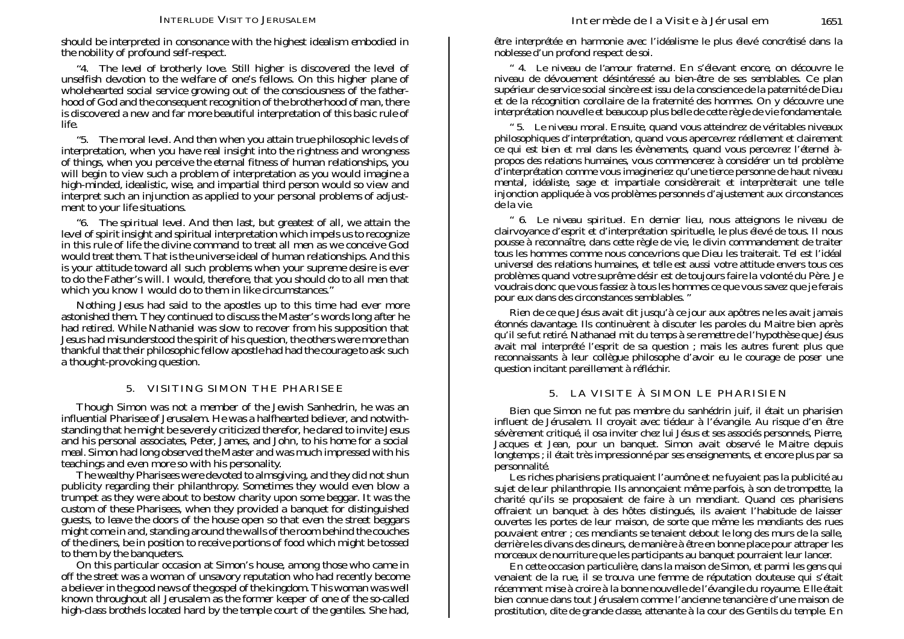should be interpreted in consonance with the highest idealism embodied in the nobility of profound self-respect.

"4. *The level of brotherly love.* Still higher is discovered the level of unselfish devotion to the welfare of one's fellows. On this higher plane of wholehearted social service growing out of the consciousness of the fatherhood of God and the consequent recognition of the brotherhood of man, there is discovered a new and far more beautiful interpretation of this basic rule of life.

"5. *The moral level.* And then when you attain true philosophic levels of interpretation, when you have real insight into the rightness and wrongness of things, when you perceive the eternal fitness of human relationships, you will begin to view such a problem of interpretation as you would imagine a high-minded, idealistic, wise, and impartial third person would so view and interpret such an injunction as applied to your personal problems of adjustment to your life situations.

"6. *The spiritual level.* And then last, but greatest of all, we attain the level of spirit insight and spiritual interpretation which impels us to recognize in this rule of life the divine command to treat all men as we conceive God would treat them. That is the universe ideal of human relationships. And this is your attitude toward all such problems when your supreme desire is ever to do the Father's will. I would, therefore, that you should do to all men that which you know I would do to them in like circumstances."

Nothing Jesus had said to the apostles up to this time had ever more astonished them. They continued to discuss the Master's words long after he had retired. While Nathaniel was slow to recover from his supposition that Jesus had misunderstood the spirit of his question, the others were more than thankful that their philosophic fellow apostle had had the courage to ask such a thought-provoking question.

## 5. VISITING SIMON THE PHARISEE

Though Simon was not a member of the Jewish Sanhedrin, he was an influential Pharisee of Jerusalem. He was a halfhearted believer, and notwithstanding that he might be severely criticized therefor, he dared to invite Jesus and his personal associates, Peter, James, and John, to his home for a social meal. Simon had long observed the Master and was much impressed with his teachings and even more so with his personality.

The wealthy Pharisees were devoted to almsgiving, and they did not shun publicity regarding their philanthropy. Sometimes they would even blow a trumpet as they were about to bestow charity upon some beggar. It was the custom of these Pharisees, when they provided a banquet for distinguished guests, to leave the doors of the house open so that even the street beggars might come in and, standing around the walls of the room behind the couches of the diners, be in position to receive portions of food which might be tossed to them by the banqueters.

On this particular occasion at Simon's house, among those who came in off the street was a woman of unsavory reputation who had recently become a believer in the good news of the gospel of the kingdom. This woman was well known throughout all Jerusalem as the former keeper of one of the so-called high-class brothels located hard by the temple court of the gentiles. She had,

être interprétée en harmonie avec l'idéalisme le plus élevé concrétisé dans la noblesse d'un profond respect de soi.

" 4. *Le niveau de l'amour fraternel.* En s'élevant encore, on découvre le niveau de dévouement désintéressé au bien-être de ses semblables. Ce plan supérieur de service social sincère est issu de la conscience de la paternité de Dieu et de la récognition corollaire de la fraternité des hommes. On y découvre une interprétation nouvelle et beaucoup plus belle de cette règle de vie fondamentale.

" 5. *Le niveau moral.* Ensuite, quand vous atteindrez de véritables niveaux philosophiques d'interprétation, quand vous apercevrez réellement et clairement ce qui est bien et mal dans les évènements, quand vous percevrez l'éternel à-propos des relations humaines, vous commencerez à considérer un tel problème d'interprétation comme vous imagineriez qu'une tierce personne de haut niveau mental, idéaliste, sage et impartiale considèrerait et interprèterait une telle injonction appliquée à vos problèmes personnels d'ajustement aux circonstances de la vie.

" 6. *Le niveau spirituel.* En dernier lieu, nous atteignons le niveau de clairvoyance d'esprit et d'interprétation spirituelle, le plus élevé de tous. Il nous pousse à reconnaître, dans cette règle de vie, le divin commandement de traiter tous les hommes comme nous concevrions que Dieu les traiterait. Tel est l'idéal universel des relations humaines, et telle est aussi votre attitude envers tous ces problèmes quand votre suprême désir est de toujours faire la volonté du Père. Je voudrais donc que vous fassiez à tous les hommes ce que vous savez que je ferais pour eux dans des circonstances semblables. "

Rien de ce que Jésus avait dit jusqu'à ce jour aux apôtres ne les avait jamais étonnés davantage. Ils continuèrent à discuter les paroles du Maitre bien après qu'il se fut retiré. Nathanael mit du temps à se remettre de l'hypothèse que Jésus avait mal interprété l'esprit de sa question ; mais les autres furent plus que reconnaissants à leur collègue philosophe d'avoir eu le courage de poser une question incitant pareillement à réfléchir.

## 5. LA VISITE À SIMON LE PHARISIEN

Bien que Simon ne fut pas membre du sanhédrin juif, il était un pharisien influent de Jérusalem. Il croyait avec tiédeur à l'évangile. Au risque d'en être sévèrement critiqué, il osa inviter chez lui Jésus et ses associés personnels, Pierre, Jacques et Jean, pour un banquet. Simon avait observé le Maitre depuis longtemps ; il était très impressionné par ses enseignements, et encore plus par sa personnalité.

Les riches pharisiens pratiquaient l'aumône et ne fuyaient pas la publicité au sujet de leur philanthropie. Ils annonçaient même parfois, à son de trompette, la charité qu'ils se proposaient de faire à un mendiant. Quand ces pharisiens offraient un banquet à des hôtes distingués, ils avaient l'habitude de laisser ouvertes les portes de leur maison, de sorte que même les mendiants des rues pouvaient entrer ; ces mendiants se tenaient debout le long des murs de la salle, derrière les divans des dineurs, de manière à être en bonne place pour attraper les morceaux de nourriture que les participants au banquet pourraient leur lancer.

En cette occasion particulière, dans la maison de Simon, et parmi les gens qui venaient de la rue, il se trouva une femme de réputation douteuse qui s'était récemment mise à croire à la bonne nouvelle de l'évangile du royaume. Elle était bien connue dans tout Jérusalem comme l'ancienne tenancière d'une maison de prostitution, dite de grande classe, attenante à la cour des Gentils du temple. En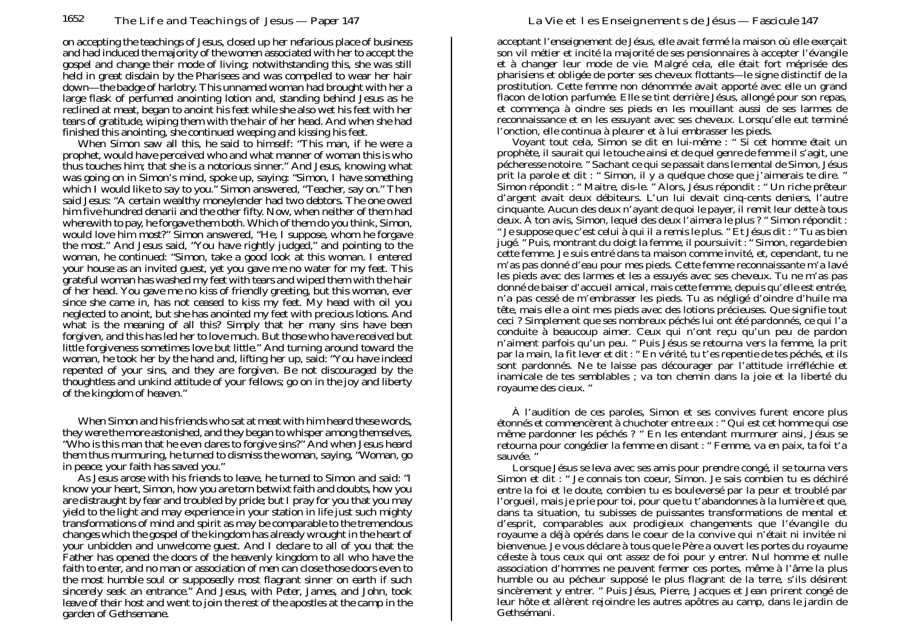on accepting the teachings of Jesus, closed up her nefarious place of business and had induced the majority of the women associated with her to accept the gospel and change their mode of living; notwithstanding this, she was still held in great disdain by the Pharisees and was compelled to wear her hair down—the badge of harlotry. This unnamed woman had brought with her a large flask of perfumed anointing lotion and, standing behind Jesus as he reclined at meat, began to anoint his feet while she also wet his feet with her tears of gratitude, wiping them with the hair of her head. And when she had finished this anointing, she continued weeping and kissing his feet.

When Simon saw all this, he said to himself: "This man, if he were a prophet, would have perceived who and what manner of woman this is who thus touches him; that she is a notorious sinner." And Jesus, knowing what was going on in Simon's mind, spoke up, saying: "Simon, I have something which I would like to say to you." Simon answered, "Teacher, say on." Then said Jesus: "A certain wealthy moneylender had two debtors. The one owed him five hundred denarii and the other fifty. Now, when neither of them had wherewith to pay, he forgave them both. Which of them do you think, Simon, would love him most?" Simon answered, "He, I suppose, whom he forgave the most." And Jesus said, "You have rightly judged," and pointing to the woman, he continued: "Simon, take a good look at this woman. I entered your house as an invited guest, yet you gave me no water for my feet. This grateful woman has washed my feet with tears and wiped them with the hair of her head. You gave me no kiss of friendly greeting, but this woman, ever since she came in, has not ceased to kiss my feet. My head with oil you neglected to anoint, but she has anointed my feet with precious lotions. And what is the meaning of all this? Simply that her many sins have been forgiven, and this has led her to love much. But those who have received but little forgiveness sometimes love but little." And turning around toward the woman, he took her by the hand and, lifting her up, said: "You have indeed repented of your sins, and they are forgiven. Be not discouraged by the thoughtless and unkind attitude of your fellows; go on in the joy and liberty of the kingdom of heaven."

When Simon and his friends who sat at meat with him heard these words, they were the more astonished, and they began to whisper among themselves, "Who is this man that he even dares to forgive sins?" And when Jesus heard them thus murmuring, he turned to dismiss the woman, saying, "Woman, go in peace; your faith has saved you."

As Jesus arose with his friends to leave, he turned to Simon and said: "I know your heart, Simon, how you are torn betwixt faith and doubts, how you are distraught by fear and troubled by pride; but I pray for you that you may yield to the light and may experience in your station in life just such mighty transformations of mind and spirit as may be comparable to the tremendous changes which the gospel of the kingdom has already wrought in the heart of your unbidden and unwelcome guest. And I declare to all of you that the Father has opened the doors of the heavenly kingdom to all who have the faith to enter, and no man or association of men can close those doors even to the most humble soul or supposedly most flagrant sinner on earth if such sincerely seek an entrance." And Jesus, with Peter, James, and John, took leave of their host and went to join the rest of the apostles at the camp in the garden of Gethsemane.

acceptant l'enseignement de Jésus, elle avait fermé la maison où elle exerçait son vil métier et incité la majorité de ses pensionnaires à accepter l'évangile et à changer leur mode de vie. Malgré cela, elle était fort méprisée des pharisiens et obligée de porter ses cheveux flottants—le signe distinctif de la prostitution. Cette femme non dénommée avait apporté avec elle un grand flacon de lotion parfumée. Elle se tint derrière Jésus, allongé pour son repas, et commença à oindre ses pieds en les mouillant aussi de ses larmes de reconnaissance et en les essuyant avec ses cheveux. Lorsqu'elle eut terminé l'onction, elle continua à pleurer et à lui embrasser les pieds.

Voyant tout cela, Simon se dit en lui-même : " Si cet homme était un prophète, il saurait qui le touche ainsi et de quel genre de femme il s'agit, une pécheresse notoire. " Sachant ce qui se passait dans le mental de Simon, Jésus prit la parole et dit : " Simon, il y a quelque chose que j'aimerais te dire. " Simon répondit : " Maitre, dis-le. " Alors, Jésus répondit : " Un riche prêteur d'argent avait deux débiteurs. L'un lui devait cinq-cents deniers, l'autre cinquante. Aucun des deux n'ayant de quoi le payer, il remit leur dette à tous deux. À ton avis, Simon, lequel des deux l'aimera le plus ? " Simon répondit : " Je suppose que c'est celui à qui il a remis le plus. " Et Jésus dit : " Tu as bien jugé. " Puis, montrant du doigt la femme, il poursuivit : " Simon, regarde bien cette femme. Je suis entré dans ta maison comme invité, et, cependant, tu ne m'as pas donné d'eau pour mes pieds. Cette femme reconnaissante m'a lavé les pieds avec des larmes et les a essuyés avec ses cheveux. Tu ne m'as pas donné de baiser d'accueil amical, mais cette femme, depuis qu'elle est entrée, n'a pas cessé de m'embrasser les pieds. Tu as négligé d'oindre d'huile ma tête, mais elle a oint mes pieds avec des lotions précieuses. Que signifie tout ceci ? Simplement que ses nombreux péchés lui ont été pardonnés, ce qui l'a conduite à beaucoup aimer. Ceux qui n'ont reçu qu'un peu de pardon n'aiment parfois qu'un peu. " Puis Jésus se retourna vers la femme, la prit par la main, la fit lever et dit : " En vérité, tu t'es repentie de tes péchés, et ils sont pardonnés. Ne te laisse pas décourager par l'attitude irréfléchie et inamicale de tes semblables ; va ton chemin dans la joie et la liberté du royaume des cieux. "

À l'audition de ces paroles, Simon et ses convives furent encore plus étonnés et commencèrent à chuchoter entre eux : " Qui est cet homme qui ose même pardonner les péchés ? " En les entendant murmurer ainsi, Jésus se retourna pour congédier la femme en disant : " Femme, va en paix, ta foi t'a sauvée. "

Lorsque Jésus se leva avec ses amis pour prendre congé, il se tourna vers Simon et dit : " Je connais ton coeur, Simon. Je sais combien tu es déchiré entre la foi et le doute, combien tu es bouleversé par la peur et troublé par l'orgueil, mais je prie pour toi, pour que tu t'abandonnes à la lumière et que, dans ta situation, tu subisses de puissantes transformations de mental et d'esprit, comparables aux prodigieux changements que l'évangile du royaume a déjà opérés dans le coeur de la convive qui n'était ni invitée ni bienvenue. Je vous déclare à tous que le Père a ouvert les portes du royaume céleste à tous ceux qui ont assez de foi pour y entrer. Nul homme et nulle association d'hommes ne peuvent fermer ces portes, même à l'âme la plus humble ou au pécheur supposé le plus flagrant de la terre, s'ils désirent sincèrement y entrer. " Puis Jésus, Pierre, Jacques et Jean prirent congé de leur hôte et allèrent rejoindre les autres apôtres au camp, dans le jardin de Gethsémani.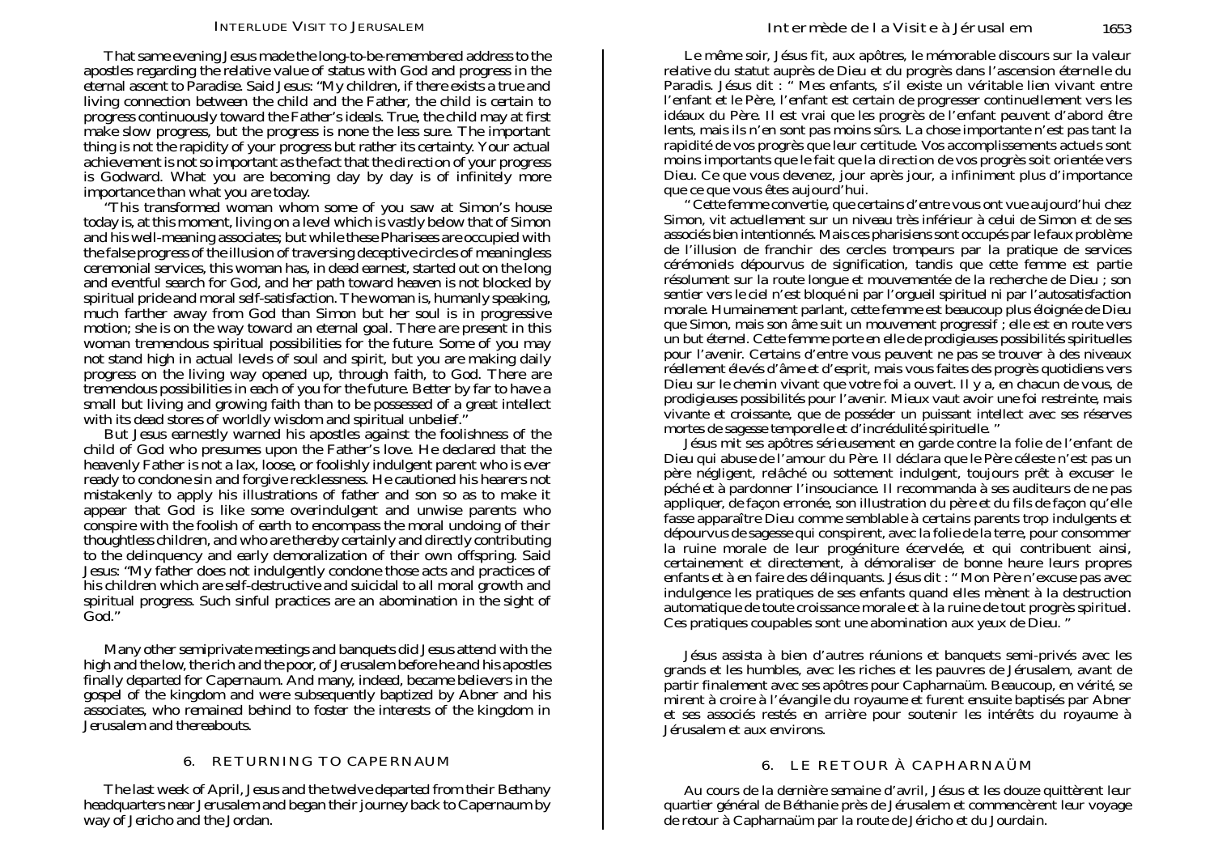That same evening Jesus made the long-to-be-remembered address to the apostles regarding the relative value of status with God and progress in the eternal ascent to Paradise. Said Jesus: "My children, if there exists a true and living connection between the child and the Father, the child is certain to progress continuously toward the Father's ideals. True, the child may at first make slow progress, but the progress is none the less sure. The important thing is not the rapidity of your progress but rather its certainty. Your actual achievement is not so important as the fact that the direction of your progress is Godward. What you are becoming day by day is of infinitely more importance than what you are today.

"This transformed woman whom some of you saw at Simon's house today is, at this moment, living on a level which is vastly below that of Simon and his well-meaning associates; but while these Pharisees are occupied with the false progress of the illusion of traversing deceptive circles of meaningless ceremonial services, this woman has, in dead earnest, started out on the long and eventful search for God, and her path toward heaven is not blocked by spiritual pride and moral self-satisfaction. The woman is, humanly speaking, much farther away from God than Simon but her soul is in progressive motion; she is on the way toward an eternal goal. There are present in this woman tremendous spiritual possibilities for the future. Some of you may not stand high in actual levels of soul and spirit, but you are making daily progress on the living way opened up, through faith, to God. There are tremendous possibilities in each of you for the future. Better by far to have a small but living and growing faith than to be possessed of a great intellect with its dead stores of worldly wisdom and spiritual unbelief."

But Jesus earnestly warned his apostles against the foolishness of the child of God who presumes upon the Father's love. He declared that the heavenly Father is not a lax, loose, or foolishly indulgent parent who is ever ready to condone sin and forgive recklessness. He cautioned his hearers not mistakenly to apply his illustrations of father and son so as to make it appear that God is like some overindulgent and unwise parents who conspire with the foolish of earth to encompass the moral undoing of their thoughtless children, and who are thereby certainly and directly contributing to the delinquency and early demoralization of their own offspring. Said Jesus: "My father does not indulgently condone those acts and practices of his children which are self-destructive and suicidal to all moral growth and spiritual progress. Such sinful practices are an abomination in the sight of God."

Many other semiprivate meetings and banquets did Jesus attend with the high and the low, the rich and the poor, of Jerusalem before he and his apostles finally departed for Capernaum. And many, indeed, became believers in the gospel of the kingdom and were subsequently baptized by Abner and his associates, who remained behind to foster the interests of the kingdom in Jerusalem and thereabouts.

## 6. RETURNING TO CAPERNAUM

The last week of April, Jesus and the twelve departed from their Bethany headquarters near Jerusalem and began their journey back to Capernaum by way of Jericho and the Jordan.

---

Le même soir, Jésus fit, aux apôtres, le mémorable discours sur la valeur relative du statut auprès de Dieu et du progrès dans l'ascension éternelle du Paradis. Jésus dit : " Mes enfants, s'il existe un véritable lien vivant entre l'enfant et le Père, l'enfant est certain de progresser continuellement vers les idéaux du Père. Il est vrai que les progrès de l'enfant peuvent d'abord être lents, mais ils n'en sont pas moins sûrs. La chose importante n'est pas tant la rapidité de vos progrès que leur certitude. Vos accomplissements actuels sont moins importants que le fait que la direction de vos progrès soit orientée vers Dieu. Ce que vous devenez, jour après jour, a infiniment plus d'importance que ce que vous êtes aujourd'hui.

" Cette femme convertie, que certains d'entre vous ont vue aujourd'hui chez Simon, vit actuellement sur un niveau très inférieur à celui de Simon et de ses associés bien intentionnés. Mais ces pharisiens sont occupés par le faux problème de l'illusion de franchir des cercles trompeurs par la pratique de services cérémoniels dépourvus de signification, tandis que cette femme est partie résolument sur la route longue et mouvementée de la recherche de Dieu ; son sentier vers le ciel n'est bloqué ni par l'orgueil spirituel ni par l'autosatisfaction morale. Humainement parlant, cette femme est beaucoup plus éloignée de Dieu que Simon, mais son âme suit un mouvement progressif ; elle est en route vers un but éternel. Cette femme porte en elle de prodigieuses possibilités spirituelles pour l'avenir. Certains d'entre vous peuvent ne pas se trouver à des niveaux réellement élevés d'âme et d'esprit, mais vous faites des progrès quotidiens vers Dieu sur le chemin vivant que votre foi a ouvert. Il y a, en chacun de vous, de prodigieuses possibilités pour l'avenir. Mieux vaut avoir une foi restreinte, mais vivante et croissante, que de posséder un puissant intellect avec ses réserves mortes de sagesse temporelle et d'incrédulité spirituelle. "

Jésus mit ses apôtres sérieusement en garde contre la folie de l'enfant de Dieu qui abuse de l'amour du Père. Il déclara que le Père céleste n'est pas un père négligent, relâché ou sottement indulgent, toujours prêt à excuser le péché et à pardonner l'insouciance. Il recommanda à ses auditeurs de ne pas appliquer, de façon erronée, son illustration du père et du fils de façon qu'elle fasse apparaître Dieu comme semblable à certains parents trop indulgents et dépourvus de sagesse qui conspirent, avec la folie de la terre, pour consommer la ruine morale de leur progéniture écervelée, et qui contribuent ainsi, certainement et directement, à démoraliser de bonne heure leurs propres enfants et à en faire des délinquants. Jésus dit : " Mon Père n'excuse pas avec indulgence les pratiques de ses enfants quand elles mènent à la destruction automatique de toute croissance morale et à la ruine de tout progrès spirituel. Ces pratiques coupables sont une abomination aux yeux de Dieu. "

Jésus assista à bien d'autres réunions et banquets semi-privés avec les grands et les humbles, avec les riches et les pauvres de Jérusalem, avant de partir finalement avec ses apôtres pour Capharnaüm. Beaucoup, en vérité, se mirent à croire à l'évangile du royaume et furent ensuite baptisés par Abner et ses associés restés en arrière pour soutenir les intérêts du royaume à Jérusalem et aux environs.

## 6. LE RETOUR À CAPHARNAÜM

Au cours de la dernière semaine d'avril, Jésus et les douze quittèrent leur quartier général de Béthanie près de Jérusalem et commencèrent leur voyage de retour à Capharnaüm par la route de Jéricho et du Jourdain.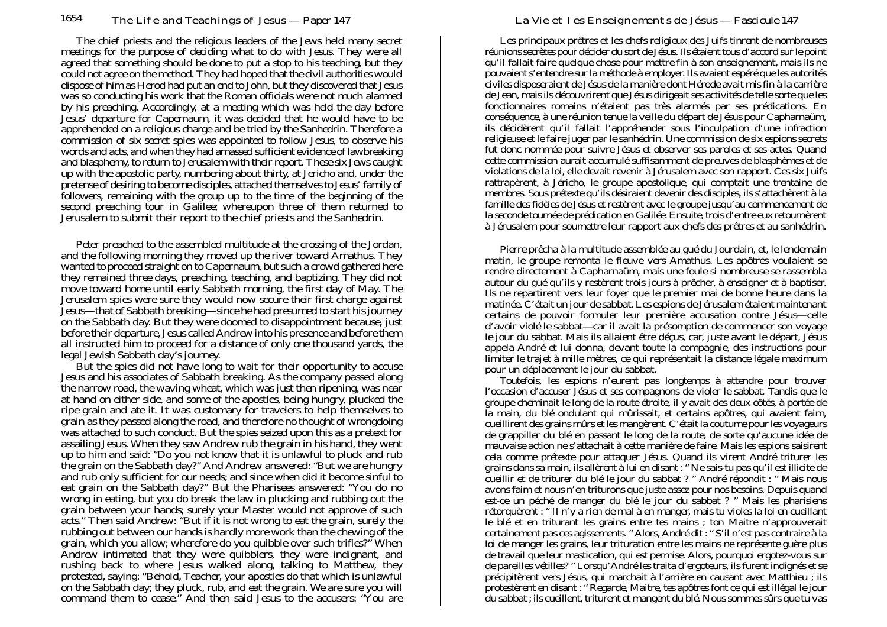The chief priests and the religious leaders of the Jews held many secret meetings for the purpose of deciding what to do with Jesus. They were all agreed that something should be done to put a stop to his teaching, but they could not agree on the method. They had hoped that the civil authorities would dispose of him as Herod had put an end to John, but they discovered that Jesus was so conducting his work that the Roman officials were not much alarmed by his preaching. Accordingly, at a meeting which was held the day before Jesus' departure for Capernaum, it was decided that he would have to be apprehended on a religious charge and be tried by the Sanhedrin. Therefore a commission of six secret spies was appointed to follow Jesus, to observe his words and acts, and when they had amassed sufficient evidence of lawbreaking and blasphemy, to return to Jerusalem with their report. These six Jews caught up with the apostolic party, numbering about thirty, at Jericho and, under the pretense of desiring to become disciples, attached themselves to Jesus' family of followers, remaining with the group up to the time of the beginning of the second preaching tour in Galilee; whereupon three of them returned to Jerusalem to submit their report to the chief priests and the Sanhedrin.

Peter preached to the assembled multitude at the crossing of the Jordan, and the following morning they moved up the river toward Amathus. They wanted to proceed straight on to Capernaum, but such a crowd gathered here they remained three days, preaching, teaching, and baptizing. They did not move toward home until early Sabbath morning, the first day of May. The Jerusalem spies were sure they would now secure their first charge against Jesus—that of Sabbath breaking—since he had presumed to start his journey on the Sabbath day. But they were doomed to disappointment because, just before their departure, Jesus called Andrew into his presence and before them all instructed him to proceed for a distance of only one thousand yards, the legal Jewish Sabbath day's journey.

But the spies did not have long to wait for their opportunity to accuse Jesus and his associates of Sabbath breaking. As the company passed along the narrow road, the waving wheat, which was just then ripening, was near at hand on either side, and some of the apostles, being hungry, plucked the ripe grain and ate it. It was customary for travelers to help themselves to grain as they passed along the road, and therefore no thought of wrongdoing was attached to such conduct. But the spies seized upon this as a pretext for assailing Jesus. When they saw Andrew rub the grain in his hand, they went up to him and said: "Do you not know that it is unlawful to pluck and rub the grain on the Sabbath day?" And Andrew answered: "But we are hungry and rub only sufficient for our needs; and since when did it become sinful to eat grain on the Sabbath day?" But the Pharisees answered: "You do no wrong in eating, but you do break the law in plucking and rubbing out the grain between your hands; surely your Master would not approve of such acts." Then said Andrew: "But if it is not wrong to eat the grain, surely the rubbing out between our hands is hardly more work than the chewing of the grain, which you allow; wherefore do you quibble over such trifles?" When Andrew intimated that they were quibblers, they were indignant, and rushing back to where Jesus walked along, talking to Matthew, they protested, saying: "Behold, Teacher, your apostles do that which is unlawful on the Sabbath day; they pluck, rub, and eat the grain. We are sure you will command them to cease." And then said Jesus to the accusers: "You are

Les principaux prêtres et les chefs religieux des Juifs tinrent de nombreuses réunions secrètes pour décider du sort de Jésus. Ils étaient tous d'accord sur le point qu'il fallait faire quelque chose pour mettre fin à son enseignement, mais ils ne pouvaient s'entendre sur la méthode à employer. Ils avaient espéré que les autorités civiles disposeraient de Jésus de la manière dont Hérode avait mis fin à la carrière de Jean, mais ils découvrirent que Jésus dirigeait ses activités de telle sorte que les fonctionnaires romains n'étaient pas très alarmés par ses prédications. En conséquence, à une réunion tenue la veille du départ de Jésus pour Capharnaüm, ils décidèrent qu'il fallait l'appréhender sous l'inculpation d'une infraction religieuse et le faire juger par le sanhédrin. Une commission de six espions secrets fut donc nommée pour suivre Jésus et observer ses paroles et ses actes. Quand cette commission aurait accumulé suffisamment de preuves de blasphèmes et de violations de la loi, elle devait revenir à Jérusalem avec son rapport. Ces six Juifs rattrapèrent, à Jéricho, le groupe apostolique, qui comptait une trentaine de membres. Sous prétexte qu'ils désiraient devenir des disciples, ils s'attachèrent à la famille des fidèles de Jésus et restèrent avec le groupe jusqu'au commencement de la seconde tournée de prédication en Galilée. Ensuite, trois d'entre eux retournèrent à Jérusalem pour soumettre leur rapport aux chefs des prêtres et au sanhédrin.

Pierre prêcha à la multitude assemblée au gué du Jourdain, et, le lendemain matin, le groupe remonta le fleuve vers Amathus. Les apôtres voulaient se rendre directement à Capharnaüm, mais une foule si nombreuse se rassembla autour du gué qu'ils y restèrent trois jours à prêcher, à enseigner et à baptiser. Ils ne repartirent vers leur foyer que le premier mai de bonne heure dans la matinée. C'était un jour de sabbat. Les espions de Jérusalem étaient maintenant certains de pouvoir formuler leur première accusation contre Jésus—celle d'avoir violé le sabbat—car il avait la présomption de commencer son voyage le jour du sabbat. Mais ils allaient être déçus, car, juste avant le départ, Jésus appela André et lui donna, devant toute la compagnie, des instructions pour limiter le trajet à mille mètres, ce qui représentait la distance légale maximum pour un déplacement le jour du sabbat.

Toutefois, les espions n'eurent pas longtemps à attendre pour trouver l'occasion d'accuser Jésus et ses compagnons de violer le sabbat. Tandis que le groupe cheminait le long de la route étroite, il y avait des deux côtés, à portée de la main, du blé ondulant qui mûrissait, et certains apôtres, qui avaient faim, cueillirent des grains mûrs et les mangèrent. C'était la coutume pour les voyageurs de grappiller du blé en passant le long de la route, de sorte qu'aucune idée de mauvaise action ne s'attachait à cette manière de faire. Mais les espions saisirent cela comme prétexte pour attaquer Jésus. Quand ils virent André triturer les grains dans sa main, ils allèrent à lui en disant : " Ne sais-tu pas qu'il est illicite de cueillir et de triturer du blé le jour du sabbat ? " André répondit : " Mais nous avons faim et nous n'en triturons que juste assez pour nos besoins. Depuis quand est-ce un péché de manger du blé le jour du sabbat ? " Mais les pharisiens rétorquèrent : " Il n'y a rien de mal à en manger, mais tu violes la loi en cueillant le blé et en triturant les grains entre tes mains ; ton Maitre n'approuverait certainement pas ces agissements. " Alors, André dit : " S'il n'est pas contraire à la loi de manger les grains, leur trituration entre les mains ne représente guère plus de travail que leur mastication, qui est permise. Alors, pourquoi ergotez-vous sur de pareilles vétilles? " Lorsqu'André les traita d'ergoteurs, ils furent indignés et se précipitèrent vers Jésus, qui marchait à l'arrière en causant avec Matthieu ; ils protestèrent en disant : " Regarde, Maitre, tes apôtres font ce qui est illégal le jour du sabbat ; ils cueillent, triturent et mangent du blé. Nous sommes sûrs que tu vas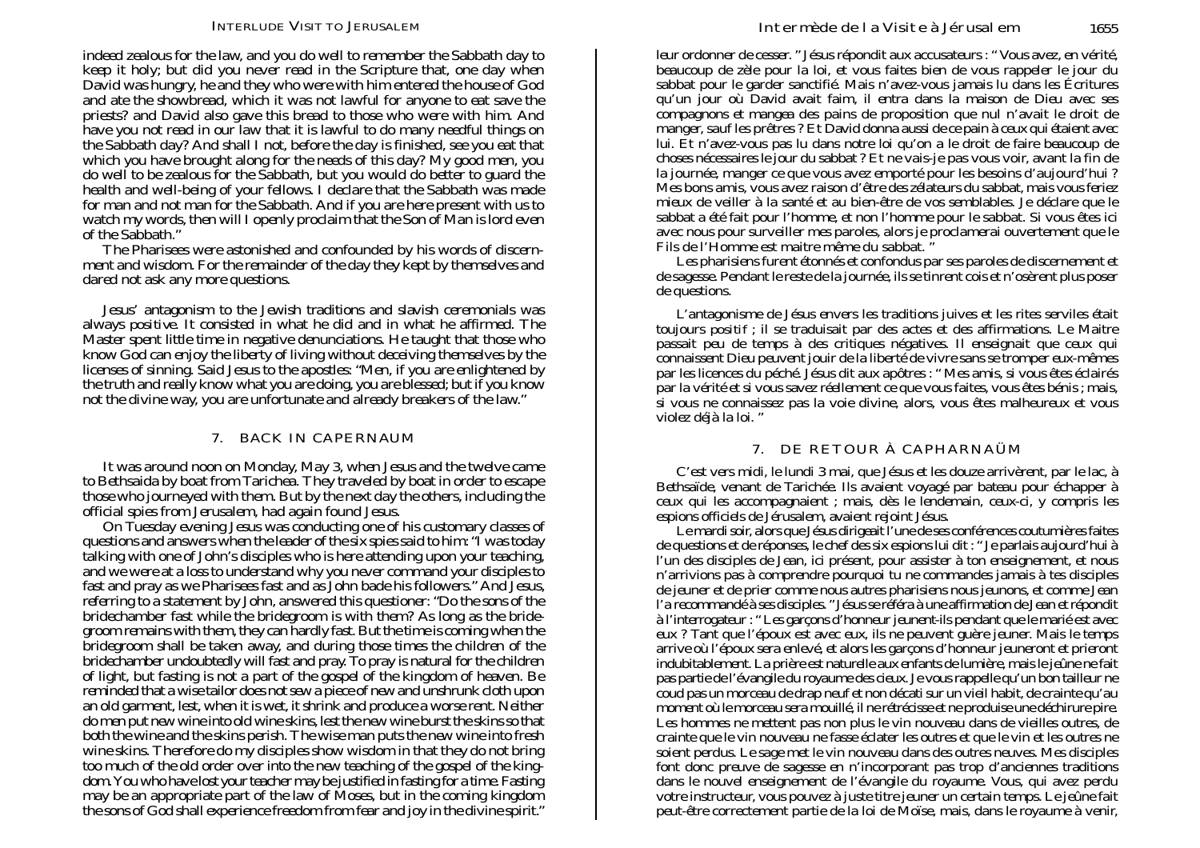indeed zealous for the law, and you do well to remember the Sabbath day to keep it holy; but did you never read in the Scripture that, one day when David was hungry, he and they who were with him entered the house of God and ate the showbread, which it was not lawful for anyone to eat save the priests? and David also gave this bread to those who were with him. And have you not read in our law that it is lawful to do many needful things on the Sabbath day? And shall I not, before the day is finished, see you eat that which you have brought along for the needs of this day? My good men, you do well to be zealous for the Sabbath, but you would do better to guard the health and well-being of your fellows. I declare that the Sabbath was made for man and not man for the Sabbath. And if you are here present with us to watch my words, then will I openly proclaim that the Son of Man is lord even of the Sabbath."

The Pharisees were astonished and confounded by his words of discernment and wisdom. For the remainder of the day they kept by themselves and dared not ask any more questions.

Jesus' antagonism to the Jewish traditions and slavish ceremonials was always positive. It consisted in what he did and in what he affirmed. The Master spent little time in negative denunciations. He taught that those who know God can enjoy the liberty of living without deceiving themselves by the licenses of sinning. Said Jesus to the apostles: "Men, if you are enlightened by the truth and really know what you are doing, you are blessed; but if you know not the divine way, you are unfortunate and already breakers of the law."

## 7. BACK IN CAPERNAUM

It was around noon on Monday, May 3, when Jesus and the twelve came to Bethsaida by boat from Tarichea. They traveled by boat in order to escape those who journeyed with them. But by the next day the others, including the official spies from Jerusalem, had again found Jesus.

On Tuesday evening Jesus was conducting one of his customary classes of questions and answers when the leader of the six spies said to him: "I was today talking with one of John's disciples who is here attending upon your teaching, and we were at a loss to understand why you never command your disciples to fast and pray as we Pharisees fast and as John bade his followers." And Jesus, referring to a statement by John, answered this questioner: "Do the sons of the bridechamber fast while the bridegroom is with them? As long as the bridegroom remains with them, they can hardly fast. But the time is coming when the bridegroom shall be taken away, and during those times the children of the bridechamber undoubtedly will fast and pray. To pray is natural for the children of light, but fasting is not a part of the gospel of the kingdom of heaven. Be reminded that a wise tailor does not sew a piece of new and unshrunk cloth upon an old garment, lest, when it is wet, it shrink and produce a worse rent. Neither do men put new wine into old wine skins, lest the new wine burst the skins so that both the wine and the skins perish. The wise man puts the new wine into fresh wine skins. Therefore do my disciples show wisdom in that they do not bring too much of the old order over into the new teaching of the gospel of the kingdom. You who have lost your teacher may be justified in fasting for a time. Fasting may be an appropriate part of the law of Moses, but in the coming kingdom the sons of God shall experience freedom from fear and joy in the divine spirit."

leur ordonner de cesser. " Jésus répondit aux accusateurs : " Vous avez, en vérité, beaucoup de zèle pour la loi, et vous faites bien de vous rappeler le jour du sabbat pour le garder sanctifié. Mais n'avez-vous jamais lu dans les Écritures qu'un jour où David avait faim, il entra dans la maison de Dieu avec ses compagnons et mangea des pains de proposition que nul n'avait le droit de manger, sauf les prêtres ? Et David donna aussi de ce pain à ceux qui étaient avec lui. Et n'avez-vous pas lu dans notre loi qu'on a le droit de faire beaucoup de choses nécessaires le jour du sabbat ? Et ne vais-je pas vous voir, avant la fin de la journée, manger ce que vous avez emporté pour les besoins d'aujourd'hui ? Mes bons amis, vous avez raison d'être des zélateurs du sabbat, mais vous feriez mieux de veiller à la santé et au bien-être de vos semblables. Je déclare que le sabbat a été fait pour l'homme, et non l'homme pour le sabbat. Si vous êtes ici avec nous pour surveiller mes paroles, alors je proclamerai ouvertement que le Fils de l'Homme est maitre même du sabbat. "

Les pharisiens furent étonnés et confondus par ses paroles de discernement et de sagesse. Pendant le reste de la journée, ils se tinrent cois et n'osèrent plus poser de questions.

L'antagonisme de Jésus envers les traditions juives et les rites serviles était toujours positif ; il se traduisait par des actes et des affirmations. Le Maitre passait peu de temps à des critiques négatives. Il enseignait que ceux qui connaissent Dieu peuvent jouir de la liberté de vivre sans se tromper eux-mêmes par les licences du péché. Jésus dit aux apôtres : " Mes amis, si vous êtes éclairés par la vérité et si vous savez réellement ce que vous faites, vous êtes bénis ; mais, si vous ne connaissez pas la voie divine, alors, vous êtes malheureux et vous violez déjà la loi. "

## 7. DE RETOUR À CAPHARNAÜM

C'est vers midi, le lundi 3 mai, que Jésus et les douze arrivèrent, par le lac, à Bethsaïde, venant de Tarichée. Ils avaient voyagé par bateau pour échapper à ceux qui les accompagnaient ; mais, dès le lendemain, ceux-ci, y compris les espions officiels de Jérusalem, avaient rejoint Jésus.

Le mardi soir, alors que Jésus dirigeait l'une de ses conférences coutumières faites de questions et de réponses, le chef des six espions lui dit : " Je parlais aujourd'hui à l'un des disciples de Jean, ici présent, pour assister à ton enseignement, et nous n'arrivions pas à comprendre pourquoi tu ne commandes jamais à tes disciples de jeuner et de prier comme nous autres pharisiens nous jeunons, et comme Jean l'a recommandé à ses disciples. " Jésus se référa à une affirmation de Jean et répondit à l'interrogateur : " Les garçons d'honneur jeunent-ils pendant que le marié est avec eux ? Tant que l'époux est avec eux, ils ne peuvent guère jeuner. Mais le temps arrive où l'époux sera enlevé, et alors les garçons d'honneur jeuneront et prieront indubitablement. La prière est naturelle aux enfants de lumière, mais le jeûne ne fait pas partie de l'évangile du royaume des cieux. Je vous rappelle qu'un bon tailleur ne coud pas un morceau de drap neuf et non décati sur un vieil habit, de crainte qu'au moment où le morceau sera mouillé, il ne rétrécisse et ne produise une déchirure pire. Les hommes ne mettent pas non plus le vin nouveau dans de vieilles outres, de crainte que le vin nouveau ne fasse éclater les outres et que le vin et les outres ne soient perdus. Le sage met le vin nouveau dans des outres neuves. Mes disciples font donc preuve de sagesse en n'incorporant pas trop d'anciennes traditions dans le nouvel enseignement de l'évangile du royaume. Vous, qui avez perdu votre instructeur, vous pouvez à juste titre jeuner un certain temps. Le jeûne fait peut-être correctement partie de la loi de Moïse, mais, dans le royaume à venir,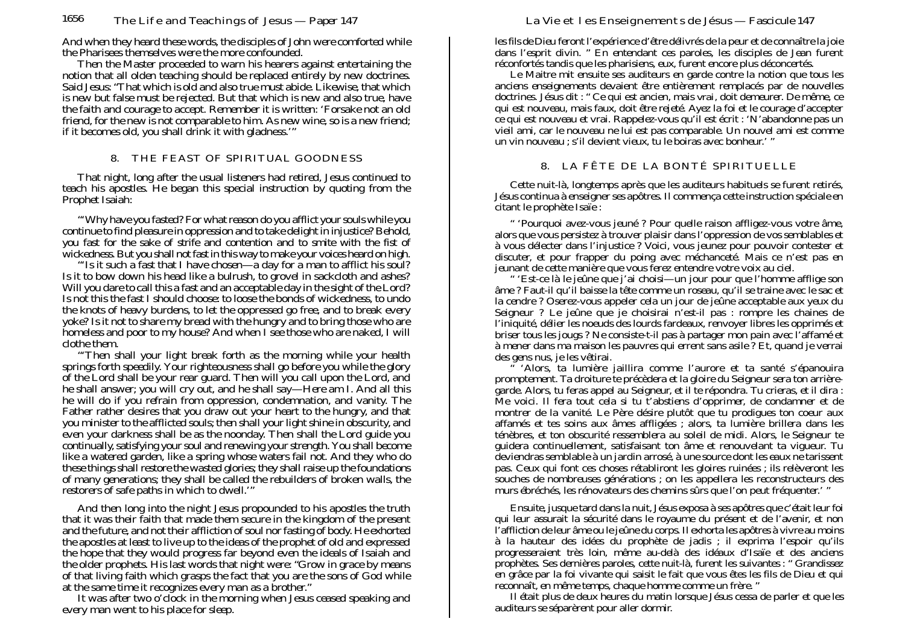And when they heard these words, the disciples of John were comforted while the Pharisees themselves were the more confounded.

Then the Master proceeded to warn his hearers against entertaining the notion that all olden teaching should be replaced entirely by new doctrines. Said Jesus: "That which is old and also true must abide. Likewise, that which is new but false must be rejected. But that which is new and also true, have the faith and courage to accept. Remember it is written: 'Forsake not an old friend, for the new is not comparable to him. As new wine, so is a new friend; if it becomes old, you shall drink it with gladness.'"

## 8. THE FEAST OF SPIRITUAL GOODNESS

That night, long after the usual listeners had retired, Jesus continued to teach his apostles. He began this special instruction by quoting from the Prophet Isaiah:

"'Why have you fasted? For what reason do you afflict your souls while you continue to find pleasure in oppression and to take delight in injustice? Behold, you fast for the sake of strife and contention and to smite with the fist of wickedness. But you shall not fast in this way to make your voices heard on high.

"'Is it such a fast that I have chosen—a day for a man to afflict his soul? Is it to bow down his head like a bulrush, to grovel in sackcloth and ashes? Will you dare to call this a fast and an acceptable day in the sight of the Lord? Is not this the fast I should choose: to loose the bonds of wickedness, to undo the knots of heavy burdens, to let the oppressed go free, and to break every yoke? Is it not to share my bread with the hungry and to bring those who are homeless and poor to my house? And when I see those who are naked, I will clothe them.

"'Then shall your light break forth as the morning while your health springs forth speedily. Your righteousness shall go before you while the glory of the Lord shall be your rear guard. Then will you call upon the Lord, and he shall answer; you will cry out, and he shall say—Here am I. And all this he will do if you refrain from oppression, condemnation, and vanity. The Father rather desires that you draw out your heart to the hungry, and that you minister to the afflicted souls; then shall your light shine in obscurity, and even your darkness shall be as the noonday. Then shall the Lord guide you continually, satisfying your soul and renewing your strength. You shall become like a watered garden, like a spring whose waters fail not. And they who do these things shall restore the wasted glories; they shall raise up the foundations of many generations; they shall be called the rebuilders of broken walls, the restorers of safe paths in which to dwell.'"

And then long into the night Jesus propounded to his apostles the truth that it was their faith that made them secure in the kingdom of the present and the future, and not their affliction of soul nor fasting of body. He exhorted the apostles at least to live up to the ideas of the prophet of old and expressed the hope that they would progress far beyond even the ideals of Isaiah and the older prophets. His last words that night were: "Grow in grace by means of that living faith which grasps the fact that you are the sons of God while at the same time it recognizes every man as a brother."

It was after two o'clock in the morning when Jesus ceased speaking and every man went to his place for sleep.

les fils de Dieu feront l'expérience d'être délivrés de la peur et de connaître la joie dans l'esprit divin. " En entendant ces paroles, les disciples de Jean furent réconfortés tandis que les pharisiens, eux, furent encore plus déconcertés.

Le Maitre mit ensuite ses auditeurs en garde contre la notion que tous les anciens enseignements devaient être entièrement remplacés par de nouvelles doctrines. Jésus dit : " Ce qui est ancien, mais vrai, doit demeurer. De même, ce qui est nouveau, mais faux, doit être rejeté. Ayez la foi et le courage d'accepter ce qui est nouveau et vrai. Rappelez-vous qu'il est écrit : 'N'abandonne pas un vieil ami, car le nouveau ne lui est pas comparable. Un nouvel ami est comme un vin nouveau ; s'il devient vieux, tu le boiras avec bonheur.' "

## 8. LA FÊTE DE LA BONTÉ SPIRITUELLE

Cette nuit-là, longtemps après que les auditeurs habituels se furent retirés, Jésus continua à enseigner ses apôtres. Il commença cette instruction spéciale en citant le prophète Isaïe :

" 'Pourquoi avez-vous jeuné ? Pour quelle raison affligez-vous votre âme, alors que vous persistez à trouver plaisir dans l'oppression de vos semblables et à vous délecter dans l'injustice ? Voici, vous jeunez pour pouvoir contester et discuter, et pour frapper du poing avec méchanceté. Mais ce n'est pas en jeunant de cette manière que vous ferez entendre votre voix au ciel.

" 'Est-ce là le jeûne que j'ai choisi—un jour pour que l'homme afflige son âme ? Faut-il qu'il baisse la tête comme un roseau, qu'il se traine avec le sac et la cendre ? Oserez-vous appeler cela un jour de jeûne acceptable aux yeux du Seigneur ? Le jeûne que je choisirai n'est-il pas : rompre les chaines de l'iniquité, délier les noeuds des lourds fardeaux, renvoyer libres les opprimés et briser tous les jougs ? Ne consiste-t-il pas à partager mon pain avec l'affamé et à mener dans ma maison les pauvres qui errent sans asile ? Et, quand je verrai des gens nus, je les vêtirai.

" 'Alors, ta lumière jaillira comme l'aurore et ta santé s'épanouira promptement. Ta droiture te précèdera et la gloire du Seigneur sera ton arrière-garde. Alors, tu feras appel au Seigneur, et il te répondra. Tu crieras, et il dira : Me voici. Il fera tout cela si tu t'abstiens d'opprimer, de condamner et de montrer de la vanité. Le Père désire plutôt que tu prodigues ton coeur aux affamés et tes soins aux âmes affligées ; alors, ta lumière brillera dans les ténèbres, et ton obscurité ressemblera au soleil de midi. Alors, le Seigneur te guidera continuellement, satisfaisant ton âme et renouvelant ta vigueur. Tu deviendras semblable à un jardin arrosé, à une source dont les eaux ne tarissent pas. Ceux qui font ces choses rétabliront les gloires ruinées ; ils relèveront les souches de nombreuses générations ; on les appellera les reconstructeurs des murs ébréchés, les rénovateurs des chemins sûrs que l'on peut fréquenter.' "

Ensuite, jusque tard dans la nuit, Jésus exposa à ses apôtres que c'était leur foi qui leur assurait la sécurité dans le royaume du présent et de l'avenir, et non l'affliction de leur âme ou le jeûne du corps. Il exhorta les apôtres à vivre au moins à la hauteur des idées du prophète de jadis ; il exprima l'espoir qu'ils progresseraient très loin, même au-delà des idéaux d'Isaïe et des anciens prophètes. Ses dernières paroles, cette nuit-là, furent les suivantes : " Grandissez en grâce par la foi vivante qui saisit le fait que vous êtes les fils de Dieu et qui reconnaît, en même temps, chaque homme comme un frère. "

Il était plus de deux heures du matin lorsque Jésus cessa de parler et que les auditeurs se séparèrent pour aller dormir.